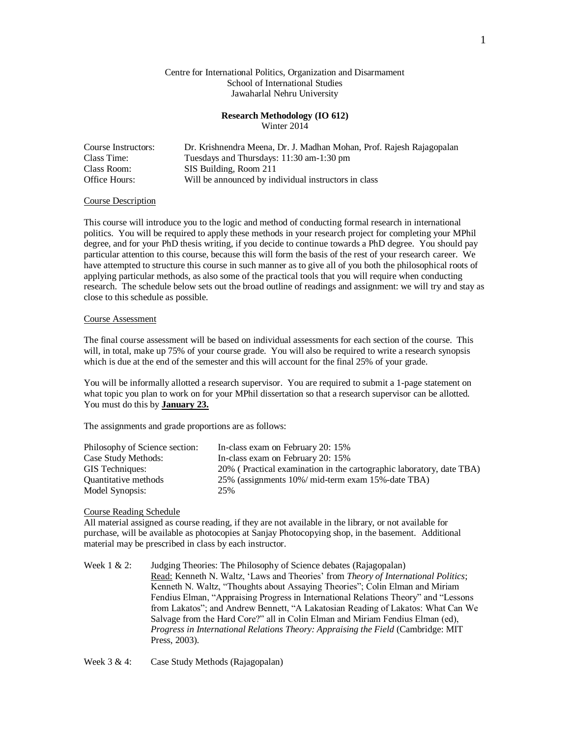Centre for International Politics, Organization and Disarmament
School of International Studies
Jawaharlal Nehru University

**Research Methodology (IO 612)**
Winter 2014

| | |
|---|---|
| Course Instructors: | Dr. Krishnendra Meena, Dr. J. Madhan Mohan, Prof. Rajesh Rajagopalan |
| Class Time: | Tuesdays and Thursdays: 11:30 am-1:30 pm |
| Class Room: | SIS Building, Room 211 |
| Office Hours: | Will be announced by individual instructors in class |

## Course Description

This course will introduce you to the logic and method of conducting formal research in international politics. You will be required to apply these methods in your research project for completing your MPhil degree, and for your PhD thesis writing, if you decide to continue towards a PhD degree. You should pay particular attention to this course, because this will form the basis of the rest of your research career. We have attempted to structure this course in such manner as to give all of you both the philosophical roots of applying particular methods, as also some of the practical tools that you will require when conducting research. The schedule below sets out the broad outline of readings and assignment: we will try and stay as close to this schedule as possible.

## Course Assessment

The final course assessment will be based on individual assessments for each section of the course. This will, in total, make up 75% of your course grade. You will also be required to write a research synopsis which is due at the end of the semester and this will account for the final 25% of your grade.

You will be informally allotted a research supervisor. You are required to submit a 1-page statement on what topic you plan to work on for your MPhil dissertation so that a research supervisor can be allotted. You must do this by **January 23.**

The assignments and grade proportions are as follows:

| | |
|---|---|
| Philosophy of Science section: | In-class exam on February 20: 15% |
| Case Study Methods: | In-class exam on February 20: 15% |
| GIS Techniques: | 20% ( Practical examination in the cartographic laboratory, date TBA) |
| Quantitative methods | 25% (assignments 10%/ mid-term exam 15%-date TBA) |
| Model Synopsis: | 25% |

## Course Reading Schedule

All material assigned as course reading, if they are not available in the library, or not available for purchase, will be available as photocopies at Sanjay Photocopying shop, in the basement. Additional material may be prescribed in class by each instructor.

Week 1 & 2: Judging Theories: The Philosophy of Science debates (Rajagopalan)
Read: Kenneth N. Waltz, 'Laws and Theories' from *Theory of International Politics*; Kenneth N. Waltz, "Thoughts about Assaying Theories"; Colin Elman and Miriam Fendius Elman, "Appraising Progress in International Relations Theory" and "Lessons from Lakatos"; and Andrew Bennett, "A Lakatosian Reading of Lakatos: What Can We Salvage from the Hard Core?" all in Colin Elman and Miriam Fendius Elman (ed), *Progress in International Relations Theory: Appraising the Field* (Cambridge: MIT Press, 2003).

Week 3 & 4: Case Study Methods (Rajagopalan)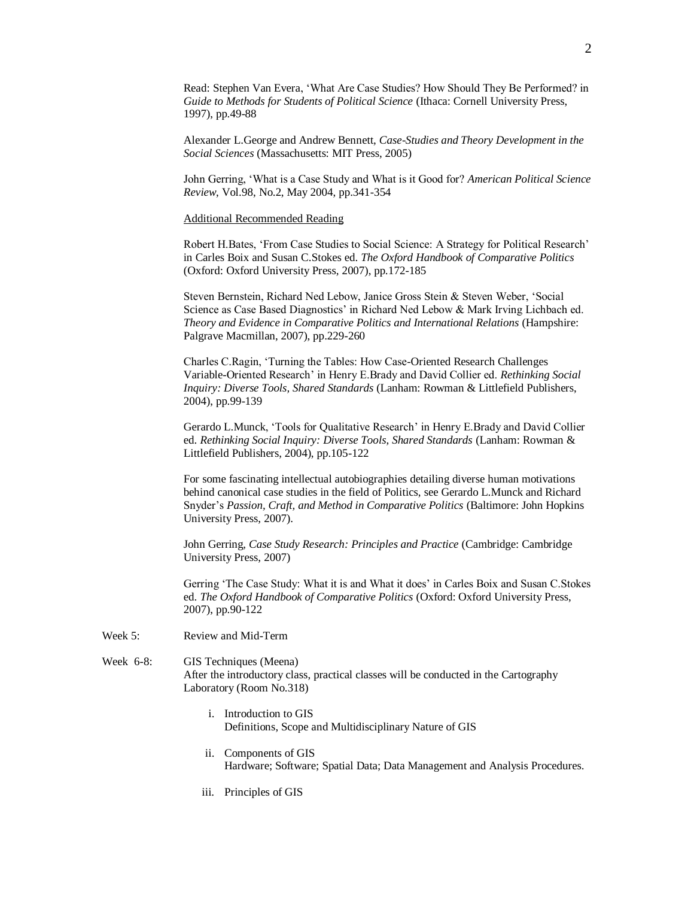Read: Stephen Van Evera, 'What Are Case Studies? How Should They Be Performed? in *Guide to Methods for Students of Political Science* (Ithaca: Cornell University Press, 1997), pp.49-88

Alexander L.George and Andrew Bennett, *Case-Studies and Theory Development in the Social Sciences* (Massachusetts: MIT Press, 2005)

John Gerring, 'What is a Case Study and What is it Good for? *American Political Science Review*, Vol.98, No.2, May 2004, pp.341-354

<u>Additional Recommended Reading</u>

Robert H.Bates, 'From Case Studies to Social Science: A Strategy for Political Research' in Carles Boix and Susan C.Stokes ed. *The Oxford Handbook of Comparative Politics* (Oxford: Oxford University Press, 2007), pp.172-185

Steven Bernstein, Richard Ned Lebow, Janice Gross Stein & Steven Weber, 'Social Science as Case Based Diagnostics' in Richard Ned Lebow & Mark Irving Lichbach ed. *Theory and Evidence in Comparative Politics and International Relations* (Hampshire: Palgrave Macmillan, 2007), pp.229-260

Charles C.Ragin, 'Turning the Tables: How Case-Oriented Research Challenges Variable-Oriented Research' in Henry E.Brady and David Collier ed. *Rethinking Social Inquiry: Diverse Tools, Shared Standards* (Lanham: Rowman & Littlefield Publishers, 2004), pp.99-139

Gerardo L.Munck, 'Tools for Qualitative Research' in Henry E.Brady and David Collier ed. *Rethinking Social Inquiry: Diverse Tools, Shared Standards* (Lanham: Rowman & Littlefield Publishers, 2004), pp.105-122

For some fascinating intellectual autobiographies detailing diverse human motivations behind canonical case studies in the field of Politics, see Gerardo L.Munck and Richard Snyder's *Passion, Craft, and Method in Comparative Politics* (Baltimore: John Hopkins University Press, 2007).

John Gerring, *Case Study Research: Principles and Practice* (Cambridge: Cambridge University Press, 2007)

Gerring 'The Case Study: What it is and What it does' in Carles Boix and Susan C.Stokes ed. *The Oxford Handbook of Comparative Politics* (Oxford: Oxford University Press, 2007), pp.90-122

Week 5: Review and Mid-Term

Week 6-8: GIS Techniques (Meena)
After the introductory class, practical classes will be conducted in the Cartography Laboratory (Room No.318)

i. Introduction to GIS
   Definitions, Scope and Multidisciplinary Nature of GIS

ii. Components of GIS
   Hardware; Software; Spatial Data; Data Management and Analysis Procedures.

iii. Principles of GIS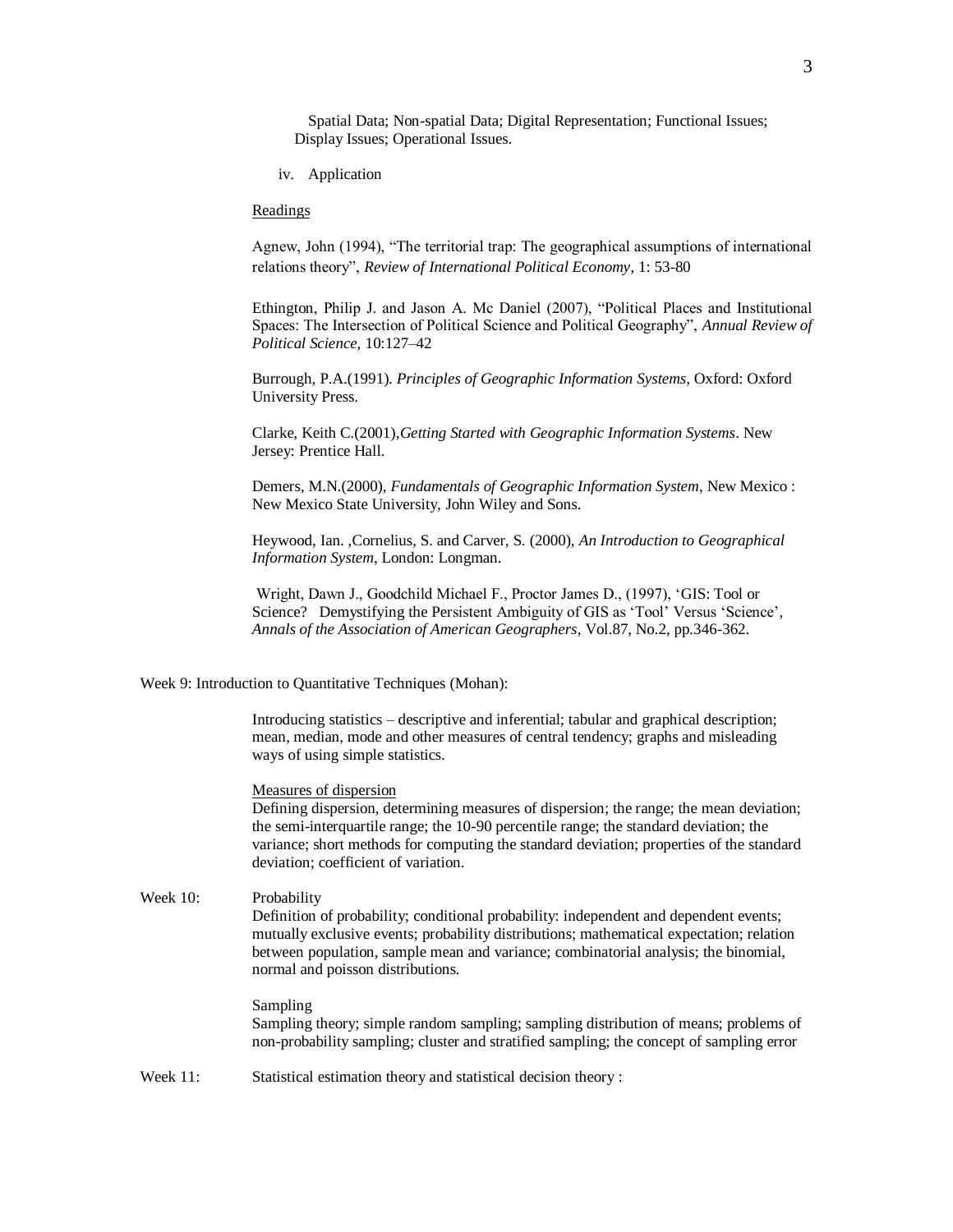Spatial Data; Non-spatial Data; Digital Representation; Functional Issues; Display Issues; Operational Issues.

iv. Application

Readings

Agnew, John (1994), "The territorial trap: The geographical assumptions of international relations theory", *Review of International Political Economy*, 1: 53-80

Ethington, Philip J. and Jason A. Mc Daniel (2007), "Political Places and Institutional Spaces: The Intersection of Political Science and Political Geography", *Annual Review of Political Science,* 10:127–42

Burrough, P.A.(1991). *Principles of Geographic Information Systems,* Oxford: Oxford University Press.

Clarke, Keith C.(2001),*Getting Started with Geographic Information Systems*. New Jersey: Prentice Hall.

Demers, M.N.(2000), *Fundamentals of Geographic Information System*, New Mexico : New Mexico State University, John Wiley and Sons.

Heywood, Ian. ,Cornelius, S. and Carver, S. (2000), *An Introduction to Geographical Information System*, London: Longman.

Wright, Dawn J., Goodchild Michael F., Proctor James D., (1997), 'GIS: Tool or Science? Demystifying the Persistent Ambiguity of GIS as 'Tool' Versus 'Science', *Annals of the Association of American Geographers*, Vol.87, No.2, pp.346-362.

Week 9: Introduction to Quantitative Techniques (Mohan):

Introducing statistics – descriptive and inferential; tabular and graphical description; mean, median, mode and other measures of central tendency; graphs and misleading ways of using simple statistics.

Measures of dispersion
Defining dispersion, determining measures of dispersion; the range; the mean deviation; the semi-interquartile range; the 10-90 percentile range; the standard deviation; the variance; short methods for computing the standard deviation; properties of the standard deviation; coefficient of variation.

Week 10: Probability
Definition of probability; conditional probability: independent and dependent events; mutually exclusive events; probability distributions; mathematical expectation; relation between population, sample mean and variance; combinatorial analysis; the binomial, normal and poisson distributions.

Sampling
Sampling theory; simple random sampling; sampling distribution of means; problems of non-probability sampling; cluster and stratified sampling; the concept of sampling error

Week 11: Statistical estimation theory and statistical decision theory :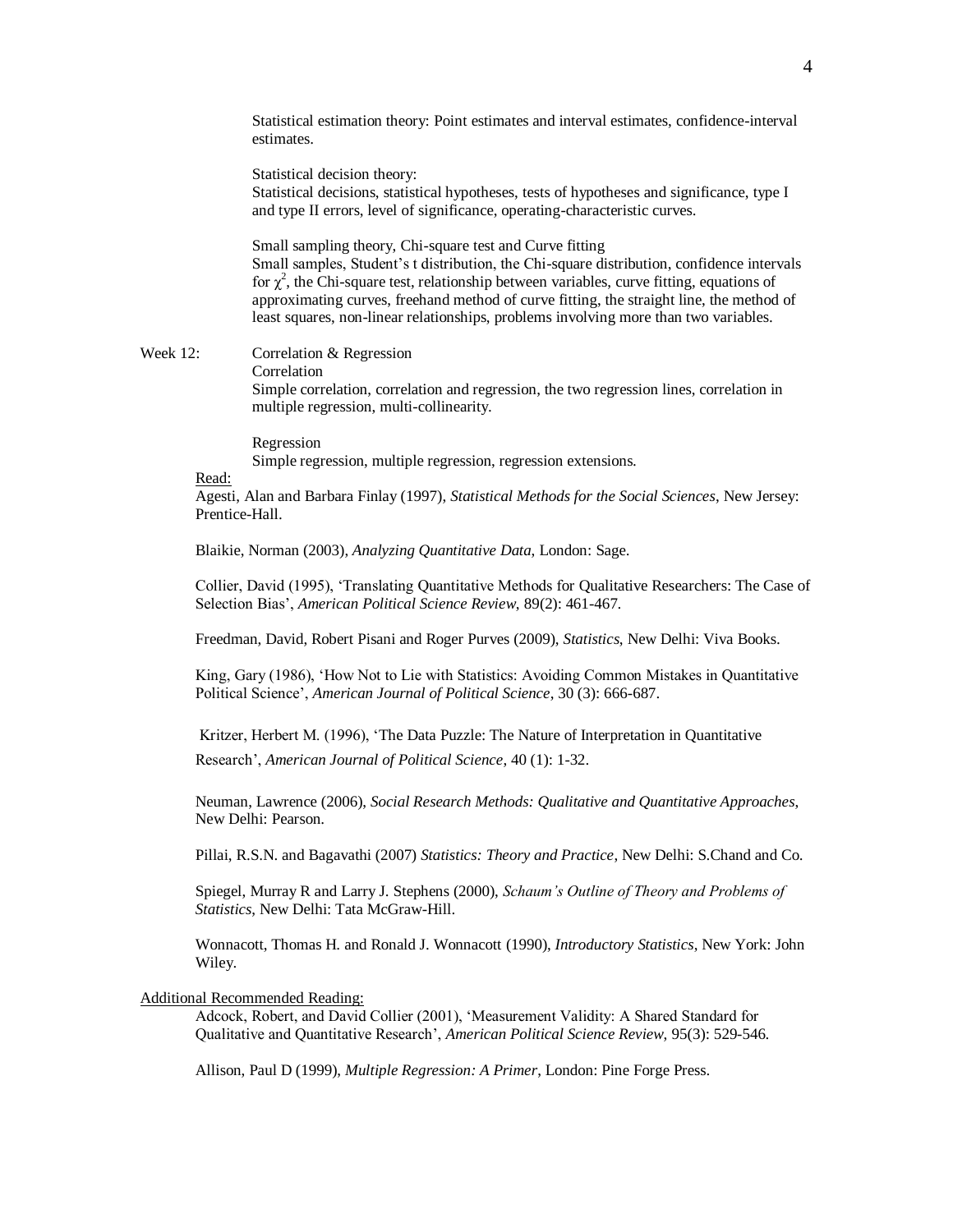Statistical estimation theory: Point estimates and interval estimates, confidence-interval estimates.

Statistical decision theory:
Statistical decisions, statistical hypotheses, tests of hypotheses and significance, type I and type II errors, level of significance, operating-characteristic curves.

Small sampling theory, Chi-square test and Curve fitting
Small samples, Student's t distribution, the Chi-square distribution, confidence intervals for $\chi^2$, the Chi-square test, relationship between variables, curve fitting, equations of approximating curves, freehand method of curve fitting, the straight line, the method of least squares, non-linear relationships, problems involving more than two variables.

Week 12: Correlation & Regression
Correlation
Simple correlation, correlation and regression, the two regression lines, correlation in multiple regression, multi-collinearity.

Regression
Simple regression, multiple regression, regression extensions.

Read:

Agesti, Alan and Barbara Finlay (1997), *Statistical Methods for the Social Sciences*, New Jersey: Prentice-Hall.

Blaikie, Norman (2003), *Analyzing Quantitative Data*, London: Sage.

Collier, David (1995), 'Translating Quantitative Methods for Qualitative Researchers: The Case of Selection Bias', *American Political Science Review*, 89(2): 461-467.

Freedman, David, Robert Pisani and Roger Purves (2009), *Statistics*, New Delhi: Viva Books.

King, Gary (1986), 'How Not to Lie with Statistics: Avoiding Common Mistakes in Quantitative Political Science', *American Journal of Political Science*, 30 (3): 666-687.

Kritzer, Herbert M. (1996), 'The Data Puzzle: The Nature of Interpretation in Quantitative Research', *American Journal of Political Science*, 40 (1): 1-32.

Neuman, Lawrence (2006), *Social Research Methods: Qualitative and Quantitative Approaches*, New Delhi: Pearson.

Pillai, R.S.N. and Bagavathi (2007) *Statistics: Theory and Practice*, New Delhi: S.Chand and Co.

Spiegel, Murray R and Larry J. Stephens (2000), *Schaum's Outline of Theory and Problems of Statistics*, New Delhi: Tata McGraw-Hill.

Wonnacott, Thomas H. and Ronald J. Wonnacott (1990), *Introductory Statistics*, New York: John Wiley.

Additional Recommended Reading:

Adcock, Robert, and David Collier (2001), 'Measurement Validity: A Shared Standard for Qualitative and Quantitative Research', *American Political Science Review*, 95(3): 529-546.

Allison, Paul D (1999), *Multiple Regression: A Primer*, London: Pine Forge Press.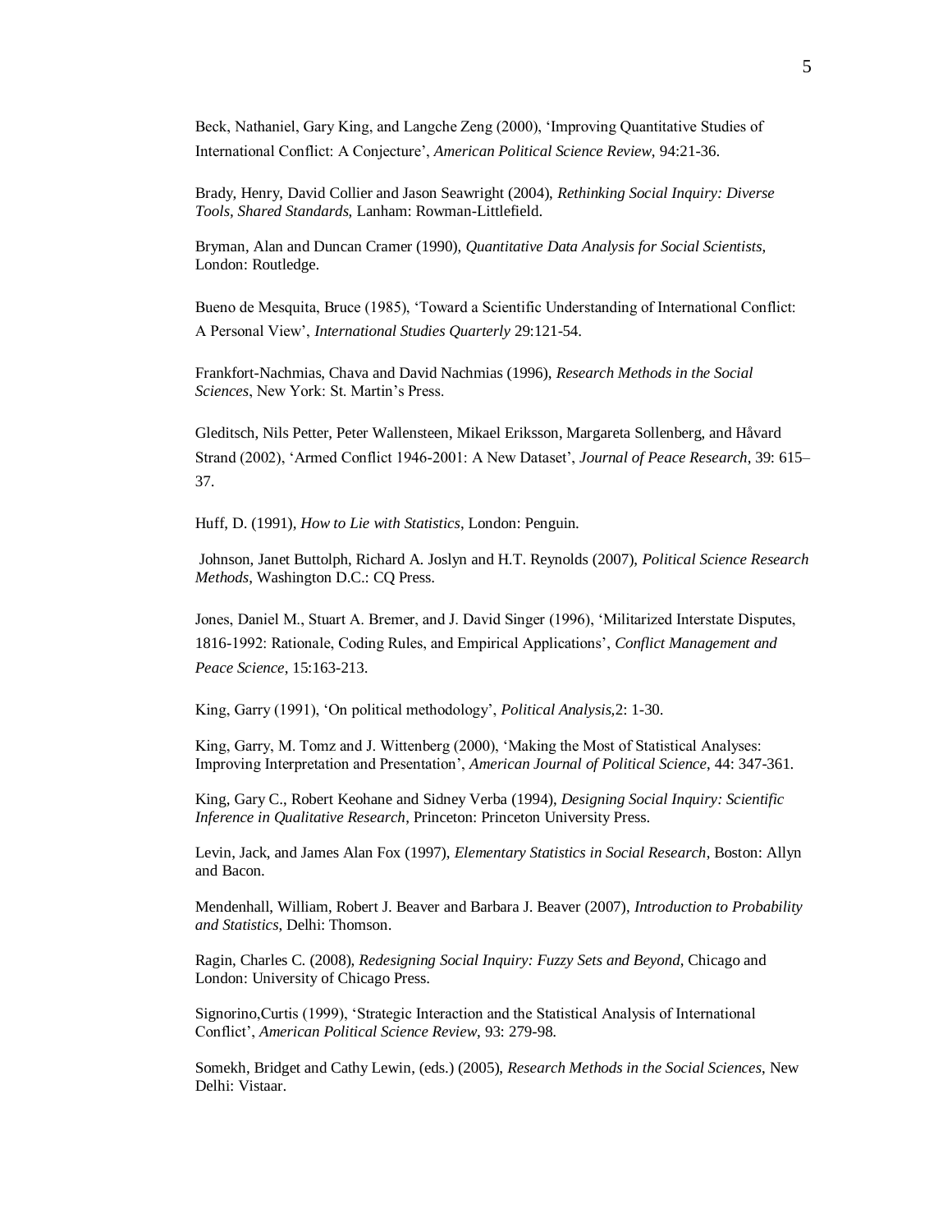Beck, Nathaniel, Gary King, and Langche Zeng (2000), 'Improving Quantitative Studies of International Conflict: A Conjecture', *American Political Science Review*, 94:21-36.

Brady, Henry, David Collier and Jason Seawright (2004), *Rethinking Social Inquiry: Diverse Tools, Shared Standards*, Lanham: Rowman-Littlefield.

Bryman, Alan and Duncan Cramer (1990), *Quantitative Data Analysis for Social Scientists*, London: Routledge.

Bueno de Mesquita, Bruce (1985), 'Toward a Scientific Understanding of International Conflict: A Personal View', *International Studies Quarterly* 29:121-54.

Frankfort-Nachmias, Chava and David Nachmias (1996), *Research Methods in the Social Sciences*, New York: St. Martin's Press.

Gleditsch, Nils Petter, Peter Wallensteen, Mikael Eriksson, Margareta Sollenberg, and Håvard Strand (2002), 'Armed Conflict 1946-2001: A New Dataset', *Journal of Peace Research*, 39: 615–37.

Huff, D. (1991), *How to Lie with Statistics*, London: Penguin.

Johnson, Janet Buttolph, Richard A. Joslyn and H.T. Reynolds (2007), *Political Science Research Methods*, Washington D.C.: CQ Press.

Jones, Daniel M., Stuart A. Bremer, and J. David Singer (1996), 'Militarized Interstate Disputes, 1816-1992: Rationale, Coding Rules, and Empirical Applications', *Conflict Management and Peace Science*, 15:163-213.

King, Garry (1991), 'On political methodology', *Political Analysis*,2: 1-30.

King, Garry, M. Tomz and J. Wittenberg (2000), 'Making the Most of Statistical Analyses: Improving Interpretation and Presentation', *American Journal of Political Science*, 44: 347-361.

King, Gary C., Robert Keohane and Sidney Verba (1994), *Designing Social Inquiry: Scientific Inference in Qualitative Research*, Princeton: Princeton University Press.

Levin, Jack, and James Alan Fox (1997), *Elementary Statistics in Social Research*, Boston: Allyn and Bacon.

Mendenhall, William, Robert J. Beaver and Barbara J. Beaver (2007), *Introduction to Probability and Statistics*, Delhi: Thomson.

Ragin, Charles C. (2008), *Redesigning Social Inquiry: Fuzzy Sets and Beyond*, Chicago and London: University of Chicago Press.

Signorino,Curtis (1999), 'Strategic Interaction and the Statistical Analysis of International Conflict', *American Political Science Review*, 93: 279-98.

Somekh, Bridget and Cathy Lewin, (eds.) (2005), *Research Methods in the Social Sciences*, New Delhi: Vistaar.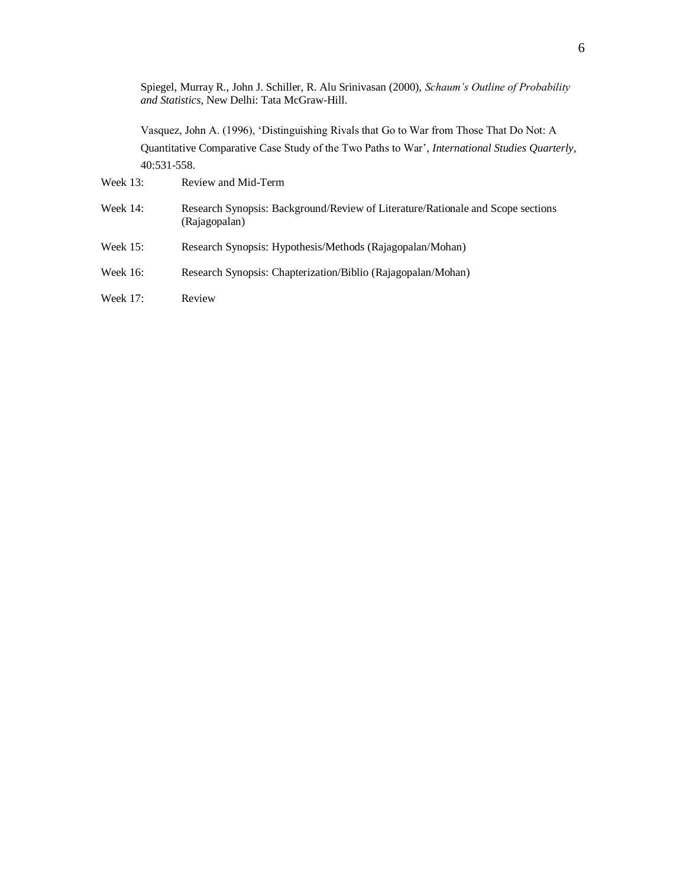Spiegel, Murray R., John J. Schiller, R. Alu Srinivasan (2000), *Schaum's Outline of Probability and Statistics*, New Delhi: Tata McGraw-Hill.

Vasquez, John A. (1996), 'Distinguishing Rivals that Go to War from Those That Do Not: A Quantitative Comparative Case Study of the Two Paths to War', *International Studies Quarterly*, 40:531-558.

Week 13: Review and Mid-Term

Week 14: Research Synopsis: Background/Review of Literature/Rationale and Scope sections (Rajagopalan)

Week 15: Research Synopsis: Hypothesis/Methods (Rajagopalan/Mohan)

Week 16: Research Synopsis: Chapterization/Biblio (Rajagopalan/Mohan)

Week 17: Review